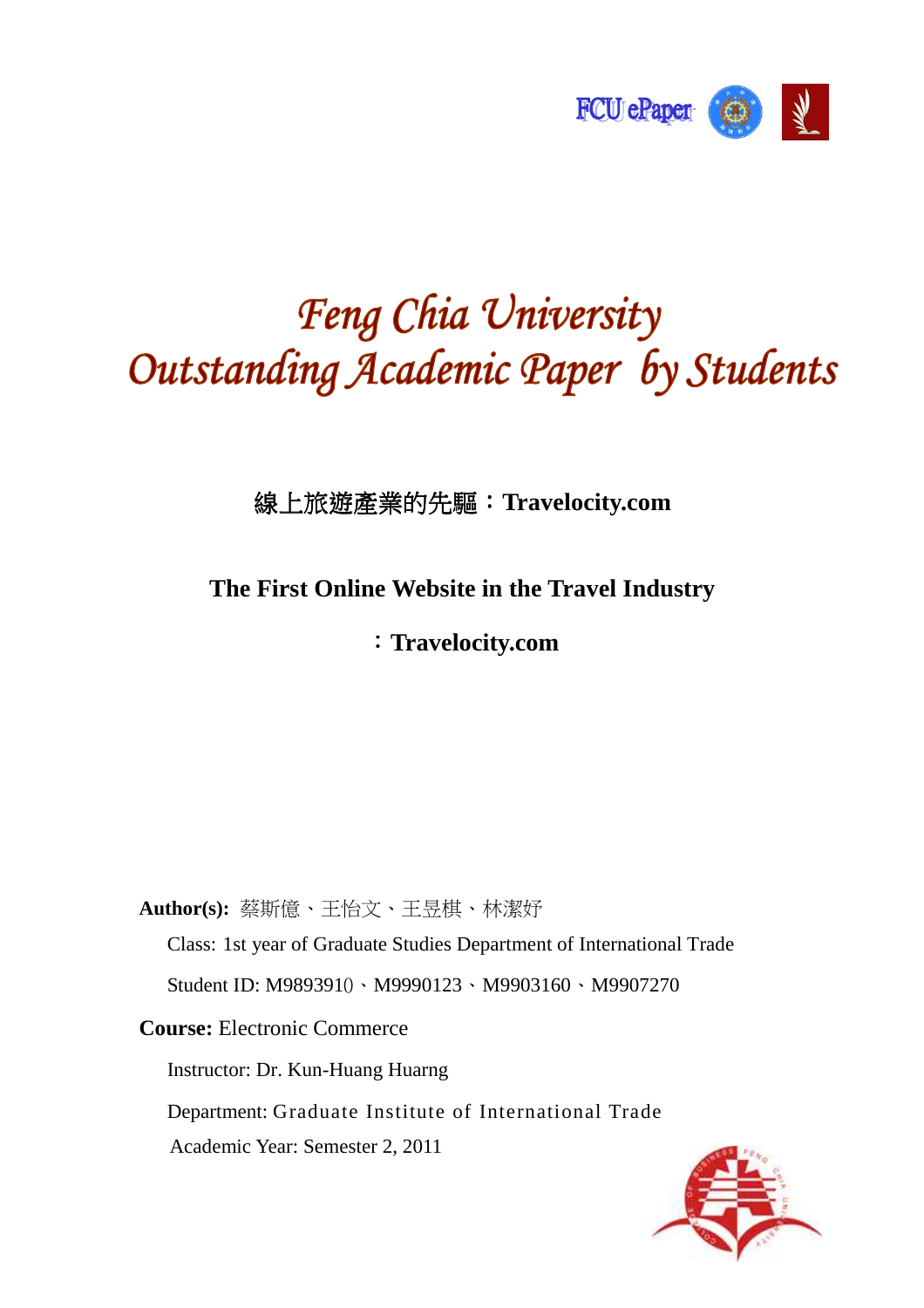# Feng Chia University Outstanding Academic Paper by Students

## 線上旅遊產業的先驅：Travelocity.com

## The First Online Website in the Travel Industry

## ：Travelocity.com

**Author(s):** 蔡斯億、王怡文、王昱棋、林潔妤

Class: 1st year of Graduate Studies Department of International Trade

Student ID: M9893910、M9990123、M9903160、M9907270

**Course:** Electronic Commerce

Instructor: Dr. Kun-Huang Huarng

Department: Graduate Institute of International Trade

Academic Year: Semester 2, 2011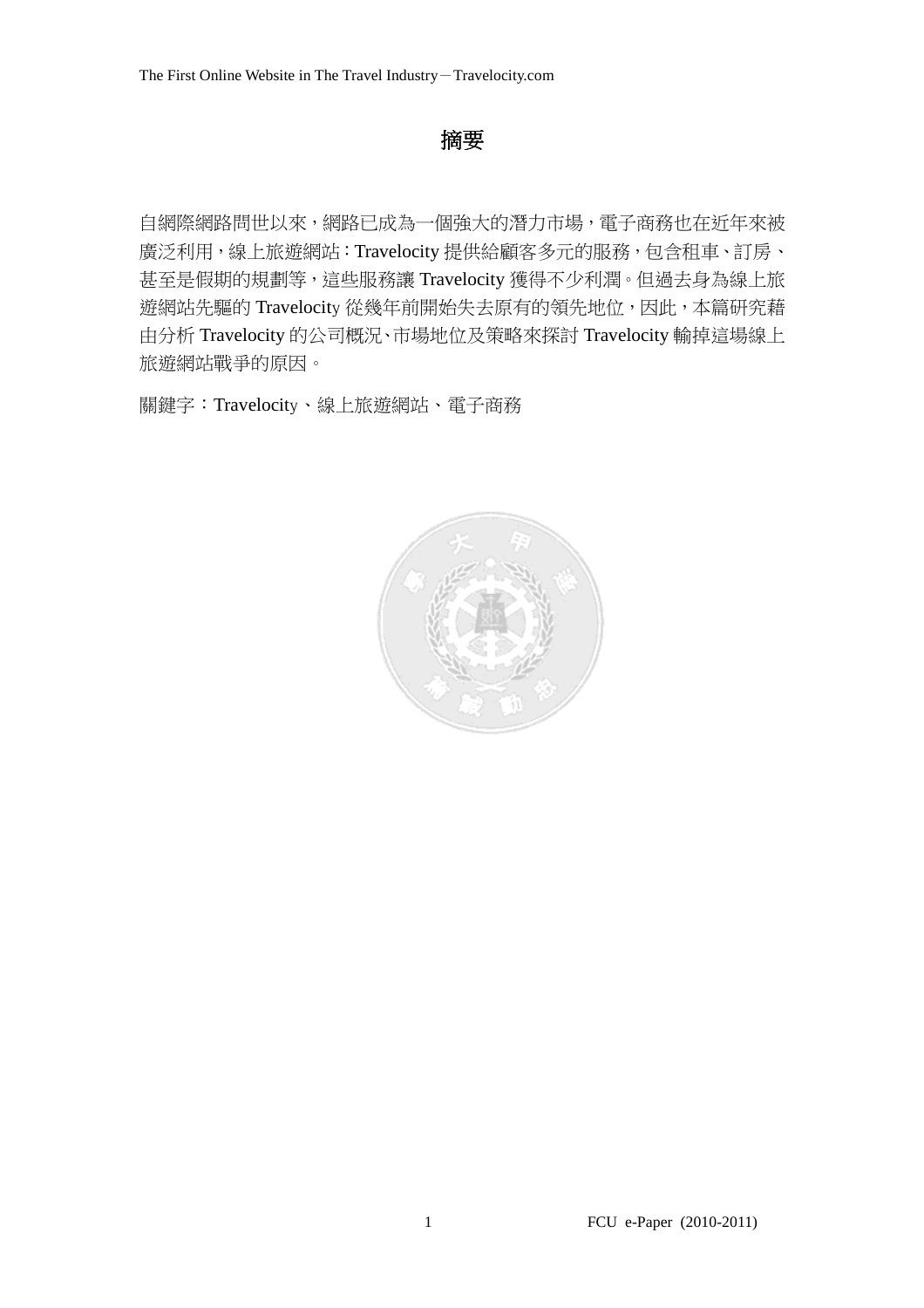# 摘要

自網際網路問世以來，網路已成為一個強大的潛力市場，電子商務也在近年來被廣泛利用，線上旅遊網站：Travelocity 提供給顧客多元的服務，包含租車、訂房、甚至是假期的規劃等，這些服務讓 Travelocity 獲得不少利潤。但過去身為線上旅遊網站先驅的 Travelocity 從幾年前開始失去原有的領先地位，因此，本篇研究藉由分析 Travelocity 的公司概況、市場地位及策略來探討 Travelocity 輸掉這場線上旅遊網站戰爭的原因。

關鍵字：Travelocity、線上旅遊網站、電子商務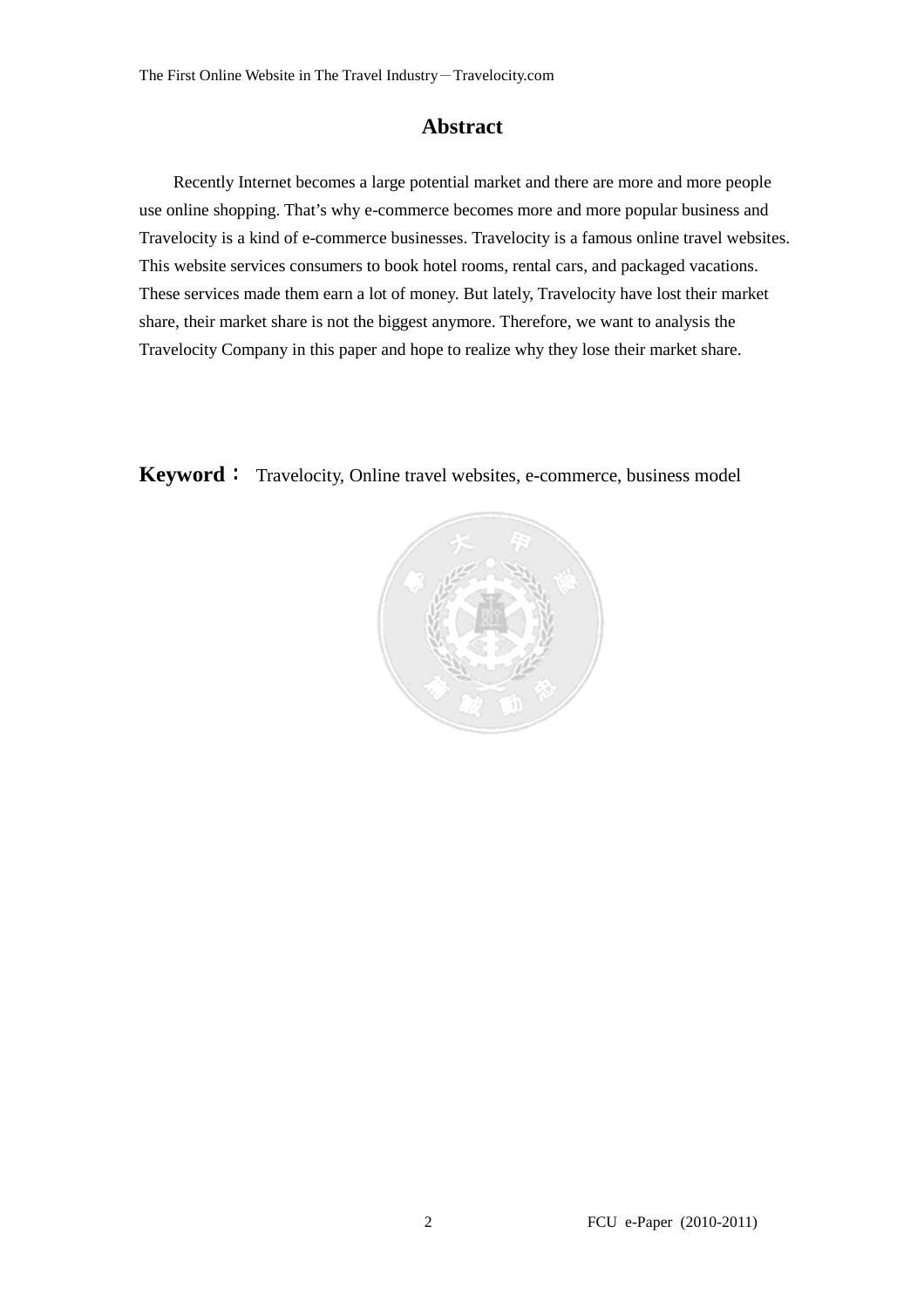## Abstract

Recently Internet becomes a large potential market and there are more and more people use online shopping. That's why e-commerce becomes more and more popular business and Travelocity is a kind of e-commerce businesses. Travelocity is a famous online travel websites. This website services consumers to book hotel rooms, rental cars, and packaged vacations. These services made them earn a lot of money. But lately, Travelocity have lost their market share, their market share is not the biggest anymore. Therefore, we want to analysis the Travelocity Company in this paper and hope to realize why they lose their market share.

**Keyword：** Travelocity, Online travel websites, e-commerce, business model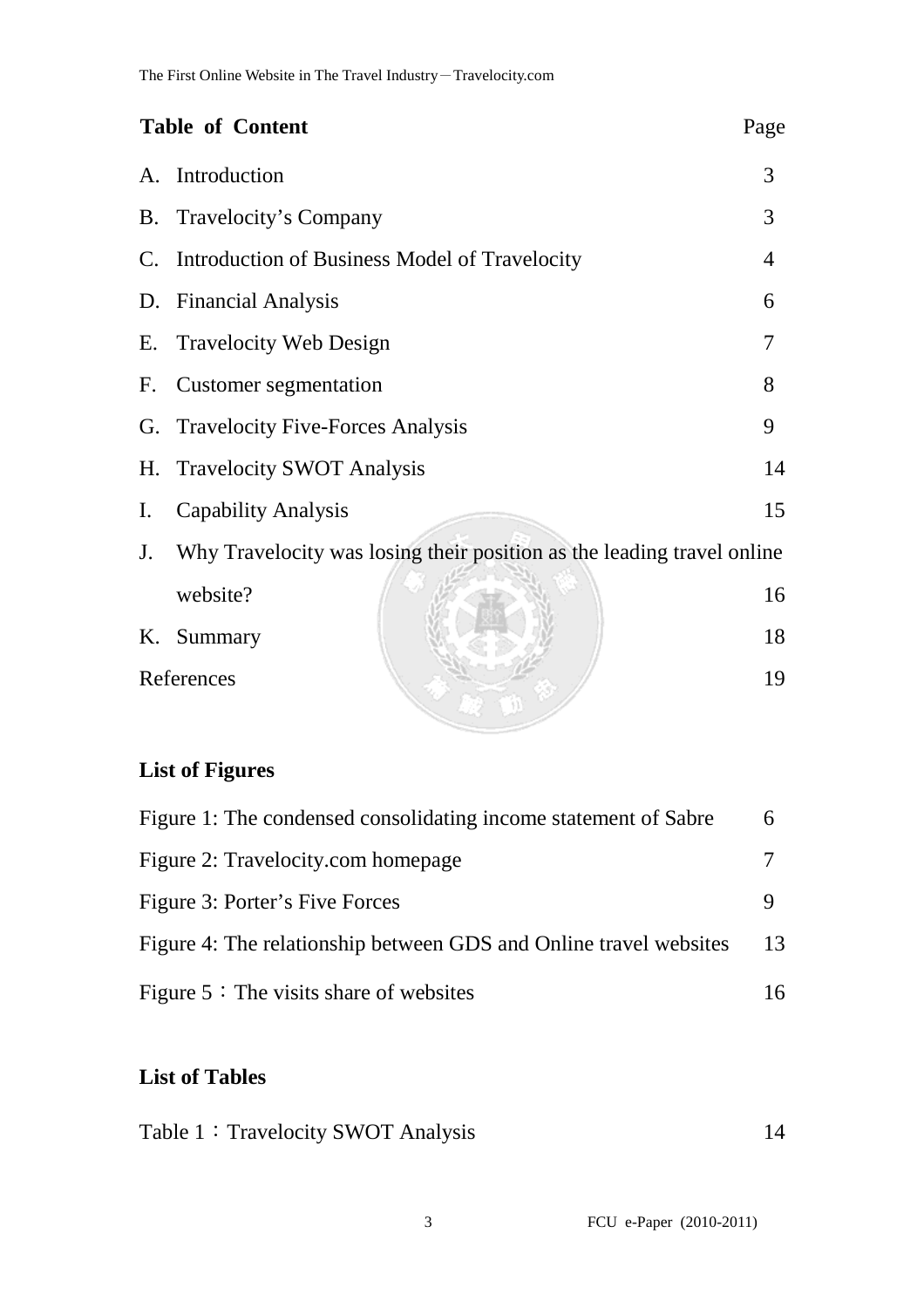## Table of Content

| | Page |
|---|---|
| A. Introduction | 3 |
| B. Travelocity's Company | 3 |
| C. Introduction of Business Model of Travelocity | 4 |
| D. Financial Analysis | 6 |
| E. Travelocity Web Design | 7 |
| F. Customer segmentation | 8 |
| G. Travelocity Five-Forces Analysis | 9 |
| H. Travelocity SWOT Analysis | 14 |
| I. Capability Analysis | 15 |
| J. Why Travelocity was losing their position as the leading travel online website? | 16 |
| K. Summary | 18 |
| References | 19 |

## List of Figures

| | |
|---|---|
| Figure 1: The condensed consolidating income statement of Sabre | 6 |
| Figure 2: Travelocity.com homepage | 7 |
| Figure 3: Porter's Five Forces | 9 |
| Figure 4: The relationship between GDS and Online travel websites | 13 |
| Figure 5：The visits share of websites | 16 |

## List of Tables

| | |
|---|---|
| Table 1：Travelocity SWOT Analysis | 14 |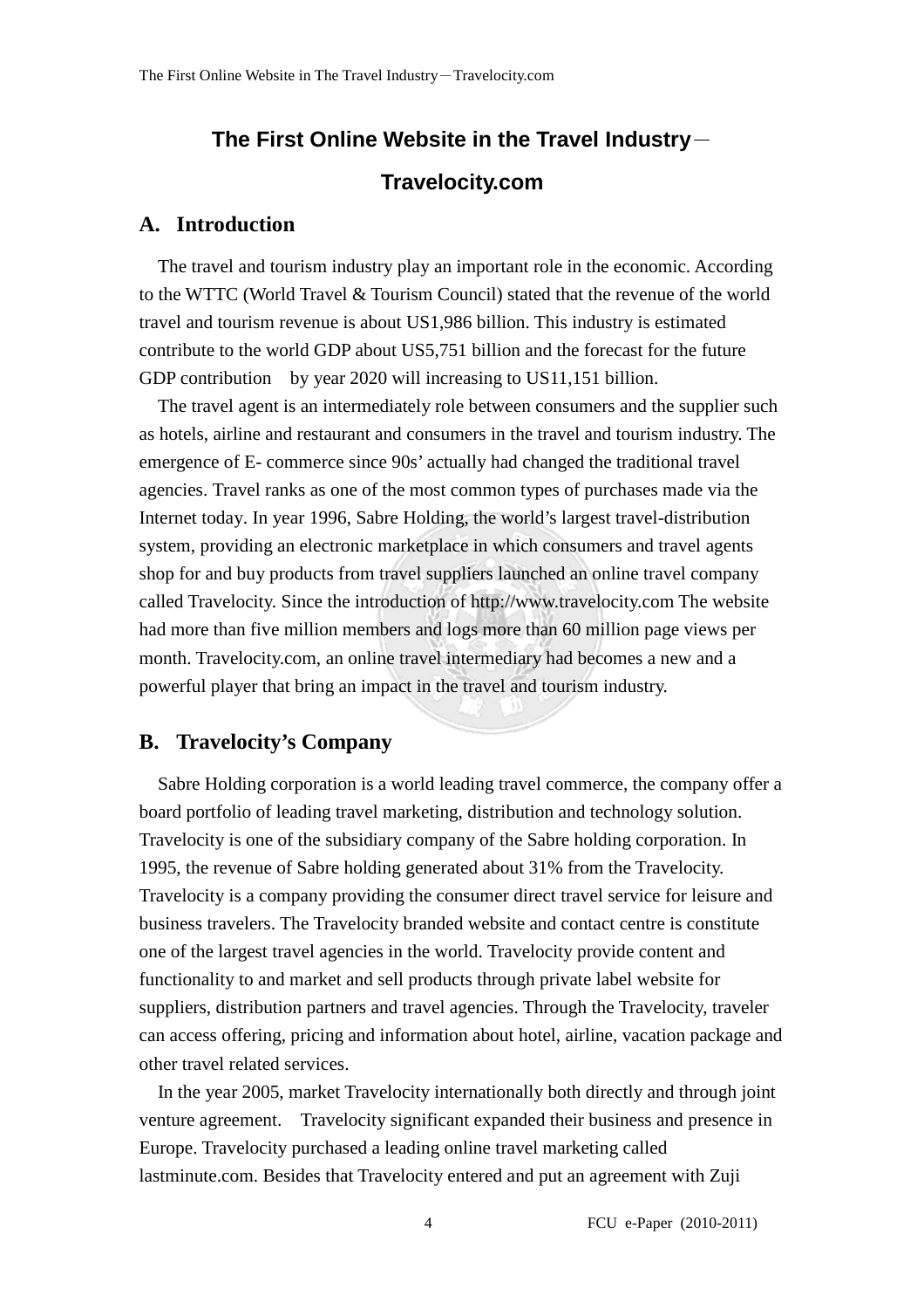# The First Online Website in the Travel Industry－Travelocity.com

## A. Introduction

The travel and tourism industry play an important role in the economic. According to the WTTC (World Travel & Tourism Council) stated that the revenue of the world travel and tourism revenue is about US1,986 billion. This industry is estimated contribute to the world GDP about US5,751 billion and the forecast for the future GDP contribution by year 2020 will increasing to US11,151 billion.

The travel agent is an intermediately role between consumers and the supplier such as hotels, airline and restaurant and consumers in the travel and tourism industry. The emergence of E- commerce since 90s' actually had changed the traditional travel agencies. Travel ranks as one of the most common types of purchases made via the Internet today. In year 1996, Sabre Holding, the world's largest travel-distribution system, providing an electronic marketplace in which consumers and travel agents shop for and buy products from travel suppliers launched an online travel company called Travelocity. Since the introduction of http://www.travelocity.com The website had more than five million members and logs more than 60 million page views per month. Travelocity.com, an online travel intermediary had becomes a new and a powerful player that bring an impact in the travel and tourism industry.

## B. Travelocity's Company

Sabre Holding corporation is a world leading travel commerce, the company offer a board portfolio of leading travel marketing, distribution and technology solution. Travelocity is one of the subsidiary company of the Sabre holding corporation. In 1995, the revenue of Sabre holding generated about 31% from the Travelocity. Travelocity is a company providing the consumer direct travel service for leisure and business travelers. The Travelocity branded website and contact centre is constitute one of the largest travel agencies in the world. Travelocity provide content and functionality to and market and sell products through private label website for suppliers, distribution partners and travel agencies. Through the Travelocity, traveler can access offering, pricing and information about hotel, airline, vacation package and other travel related services.

In the year 2005, market Travelocity internationally both directly and through joint venture agreement. Travelocity significant expanded their business and presence in Europe. Travelocity purchased a leading online travel marketing called lastminute.com. Besides that Travelocity entered and put an agreement with Zuji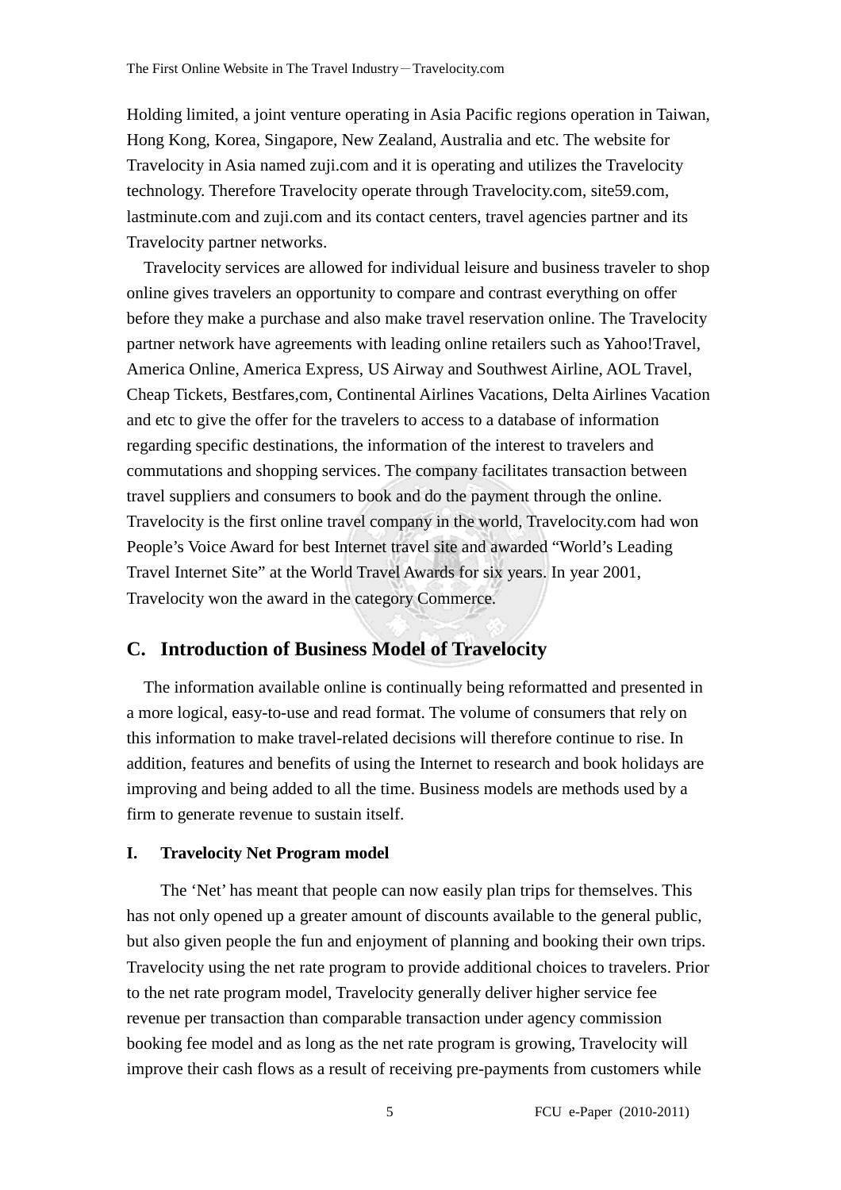Holding limited, a joint venture operating in Asia Pacific regions operation in Taiwan, Hong Kong, Korea, Singapore, New Zealand, Australia and etc. The website for Travelocity in Asia named zuji.com and it is operating and utilizes the Travelocity technology. Therefore Travelocity operate through Travelocity.com, site59.com, lastminute.com and zuji.com and its contact centers, travel agencies partner and its Travelocity partner networks.

Travelocity services are allowed for individual leisure and business traveler to shop online gives travelers an opportunity to compare and contrast everything on offer before they make a purchase and also make travel reservation online. The Travelocity partner network have agreements with leading online retailers such as Yahoo!Travel, America Online, America Express, US Airway and Southwest Airline, AOL Travel, Cheap Tickets, Bestfares,com, Continental Airlines Vacations, Delta Airlines Vacation and etc to give the offer for the travelers to access to a database of information regarding specific destinations, the information of the interest to travelers and commutations and shopping services. The company facilitates transaction between travel suppliers and consumers to book and do the payment through the online. Travelocity is the first online travel company in the world, Travelocity.com had won People's Voice Award for best Internet travel site and awarded "World's Leading Travel Internet Site" at the World Travel Awards for six years. In year 2001, Travelocity won the award in the category Commerce.

## C. Introduction of Business Model of Travelocity

The information available online is continually being reformatted and presented in a more logical, easy-to-use and read format. The volume of consumers that rely on this information to make travel-related decisions will therefore continue to rise. In addition, features and benefits of using the Internet to research and book holidays are improving and being added to all the time. Business models are methods used by a firm to generate revenue to sustain itself.

### I. Travelocity Net Program model

The 'Net' has meant that people can now easily plan trips for themselves. This has not only opened up a greater amount of discounts available to the general public, but also given people the fun and enjoyment of planning and booking their own trips. Travelocity using the net rate program to provide additional choices to travelers. Prior to the net rate program model, Travelocity generally deliver higher service fee revenue per transaction than comparable transaction under agency commission booking fee model and as long as the net rate program is growing, Travelocity will improve their cash flows as a result of receiving pre-payments from customers while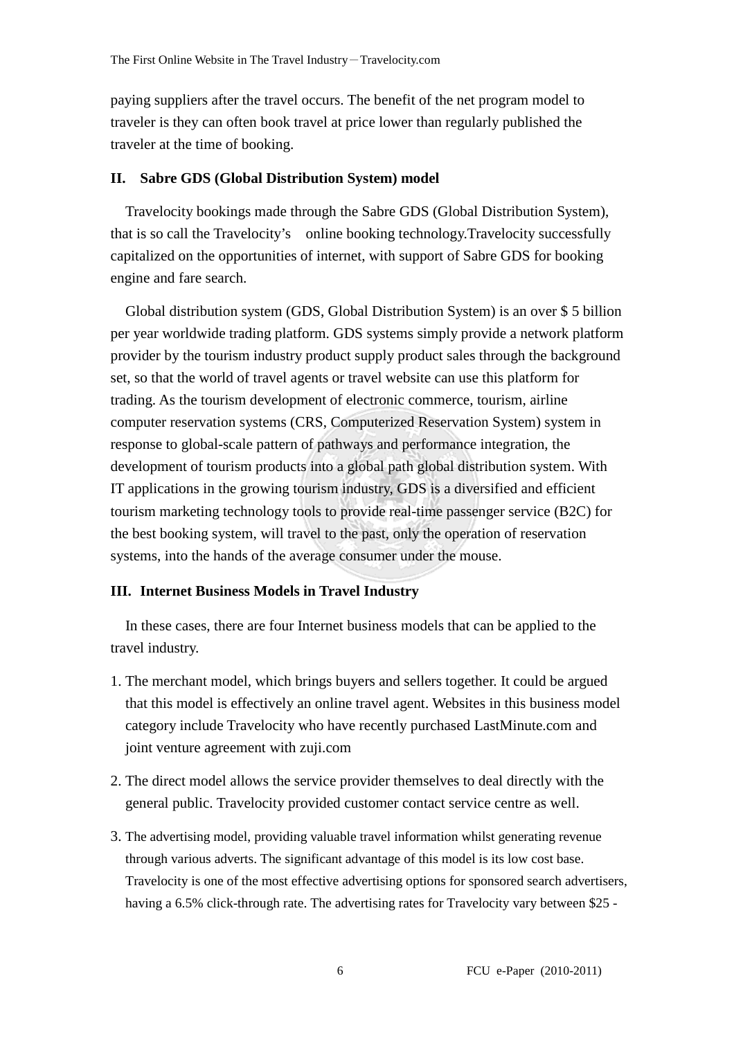paying suppliers after the travel occurs. The benefit of the net program model to traveler is they can often book travel at price lower than regularly published the traveler at the time of booking.

### II. Sabre GDS (Global Distribution System) model

Travelocity bookings made through the Sabre GDS (Global Distribution System), that is so call the Travelocity's online booking technology.Travelocity successfully capitalized on the opportunities of internet, with support of Sabre GDS for booking engine and fare search.

Global distribution system (GDS, Global Distribution System) is an over $ 5 billion per year worldwide trading platform. GDS systems simply provide a network platform provider by the tourism industry product supply product sales through the background set, so that the world of travel agents or travel website can use this platform for trading. As the tourism development of electronic commerce, tourism, airline computer reservation systems (CRS, Computerized Reservation System) system in response to global-scale pattern of pathways and performance integration, the development of tourism products into a global path global distribution system. With IT applications in the growing tourism industry, GDS is a diversified and efficient tourism marketing technology tools to provide real-time passenger service (B2C) for the best booking system, will travel to the past, only the operation of reservation systems, into the hands of the average consumer under the mouse.

### III. Internet Business Models in Travel Industry

In these cases, there are four Internet business models that can be applied to the travel industry.

1. The merchant model, which brings buyers and sellers together. It could be argued that this model is effectively an online travel agent. Websites in this business model category include Travelocity who have recently purchased LastMinute.com and joint venture agreement with zuji.com
2. The direct model allows the service provider themselves to deal directly with the general public. Travelocity provided customer contact service centre as well.
3. The advertising model, providing valuable travel information whilst generating revenue through various adverts. The significant advantage of this model is its low cost base. Travelocity is one of the most effective advertising options for sponsored search advertisers, having a 6.5% click-through rate. The advertising rates for Travelocity vary between $25 -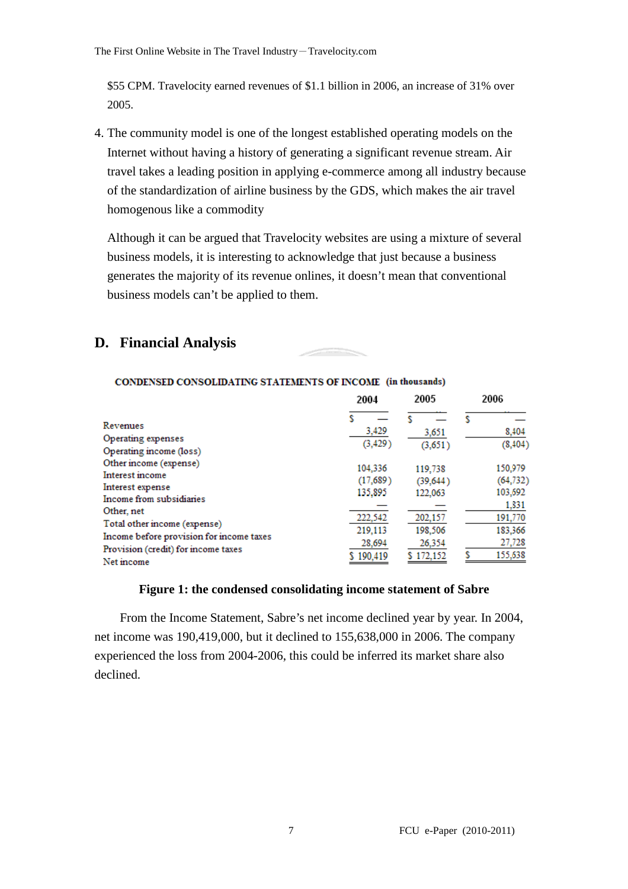$55 CPM. Travelocity earned revenues of $1.1 billion in 2006, an increase of 31% over 2005.

4. The community model is one of the longest established operating models on the Internet without having a history of generating a significant revenue stream. Air travel takes a leading position in applying e-commerce among all industry because of the standardization of airline business by the GDS, which makes the air travel homogenous like a commodity

   Although it can be argued that Travelocity websites are using a mixture of several business models, it is interesting to acknowledge that just because a business generates the majority of its revenue onlines, it doesn't mean that conventional business models can't be applied to them.

## D. Financial Analysis

**CONDENSED CONSOLIDATING STATEMENTS OF INCOME (in thousands)**

| | 2004 | 2005 | 2006 |
|---|---|---|---|
| Revenues | $ — | $ — | $ — |
| Operating expenses | 3,429 | 3,651 | 8,404 |
| Operating income (loss) | (3,429) | (3,651) | (8,404) |
| Other income (expense) | | | |
| Interest income | 104,336 | 119,738 | 150,979 |
| Interest expense | (17,689) | (39,644) | (64,732) |
| Income from subsidiaries | 135,895 | 122,063 | 103,692 |
| Other, net | — | — | 1,831 |
| Total other income (expense) | 222,542 | 202,157 | 191,770 |
| Income before provision for income taxes | 219,113 | 198,506 | 183,366 |
| Provision (credit) for income taxes | 28,694 | 26,354 | 27,728 |
| Net income | $ 190,419 | $ 172,152 | $ 155,638 |

**Figure 1: the condensed consolidating income statement of Sabre**

From the Income Statement, Sabre's net income declined year by year. In 2004, net income was 190,419,000, but it declined to 155,638,000 in 2006. The company experienced the loss from 2004-2006, this could be inferred its market share also declined.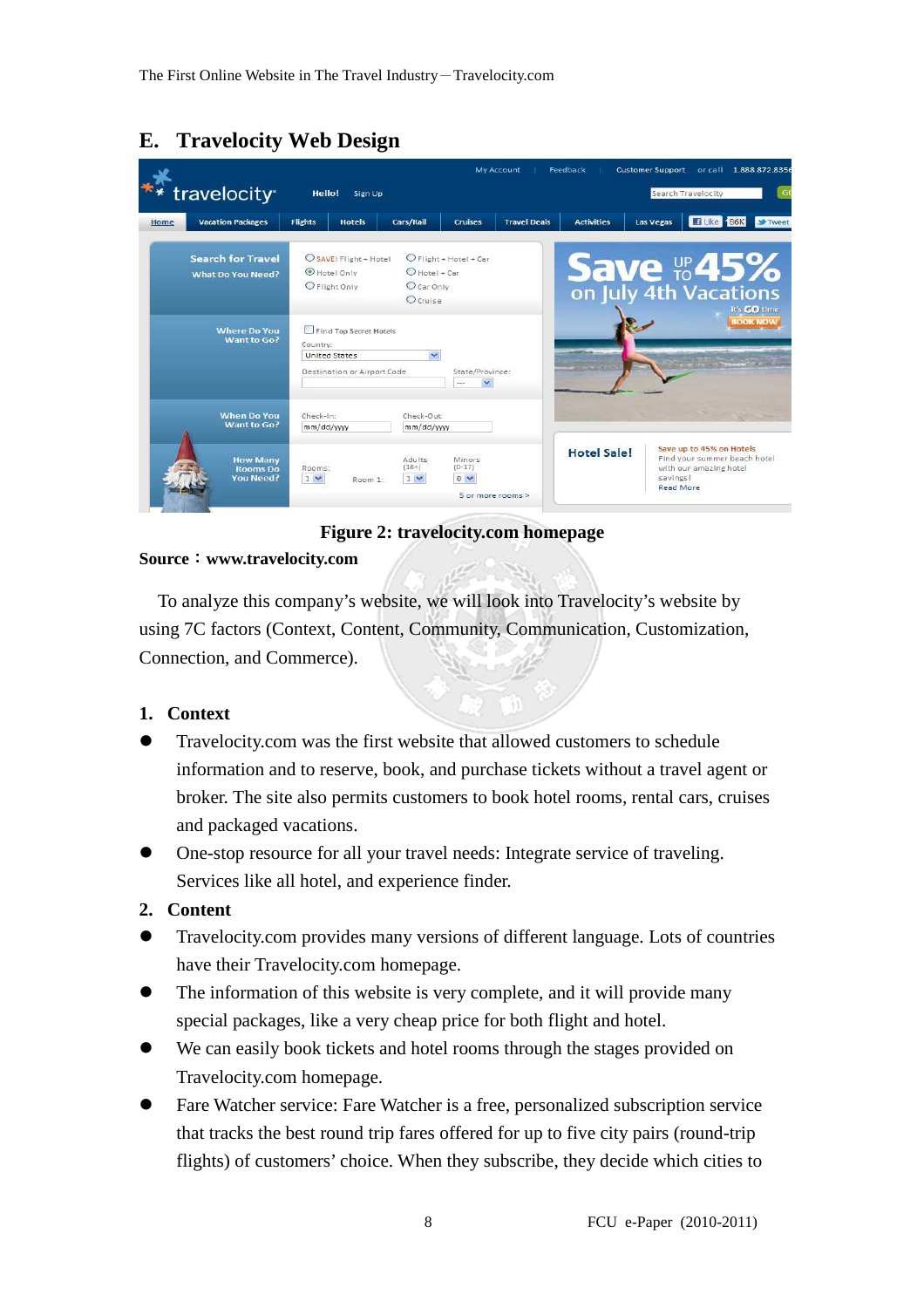## E. Travelocity Web Design

Figure 2: travelocity.com homepage

**Source：www.travelocity.com**

To analyze this company's website, we will look into Travelocity's website by using 7C factors (Context, Content, Community, Communication, Customization, Connection, and Commerce).

### 1. Context

- Travelocity.com was the first website that allowed customers to schedule information and to reserve, book, and purchase tickets without a travel agent or broker. The site also permits customers to book hotel rooms, rental cars, cruises and packaged vacations.
- One-stop resource for all your travel needs: Integrate service of traveling. Services like all hotel, and experience finder.

### 2. Content

- Travelocity.com provides many versions of different language. Lots of countries have their Travelocity.com homepage.
- The information of this website is very complete, and it will provide many special packages, like a very cheap price for both flight and hotel.
- We can easily book tickets and hotel rooms through the stages provided on Travelocity.com homepage.
- Fare Watcher service: Fare Watcher is a free, personalized subscription service that tracks the best round trip fares offered for up to five city pairs (round-trip flights) of customers' choice. When they subscribe, they decide which cities to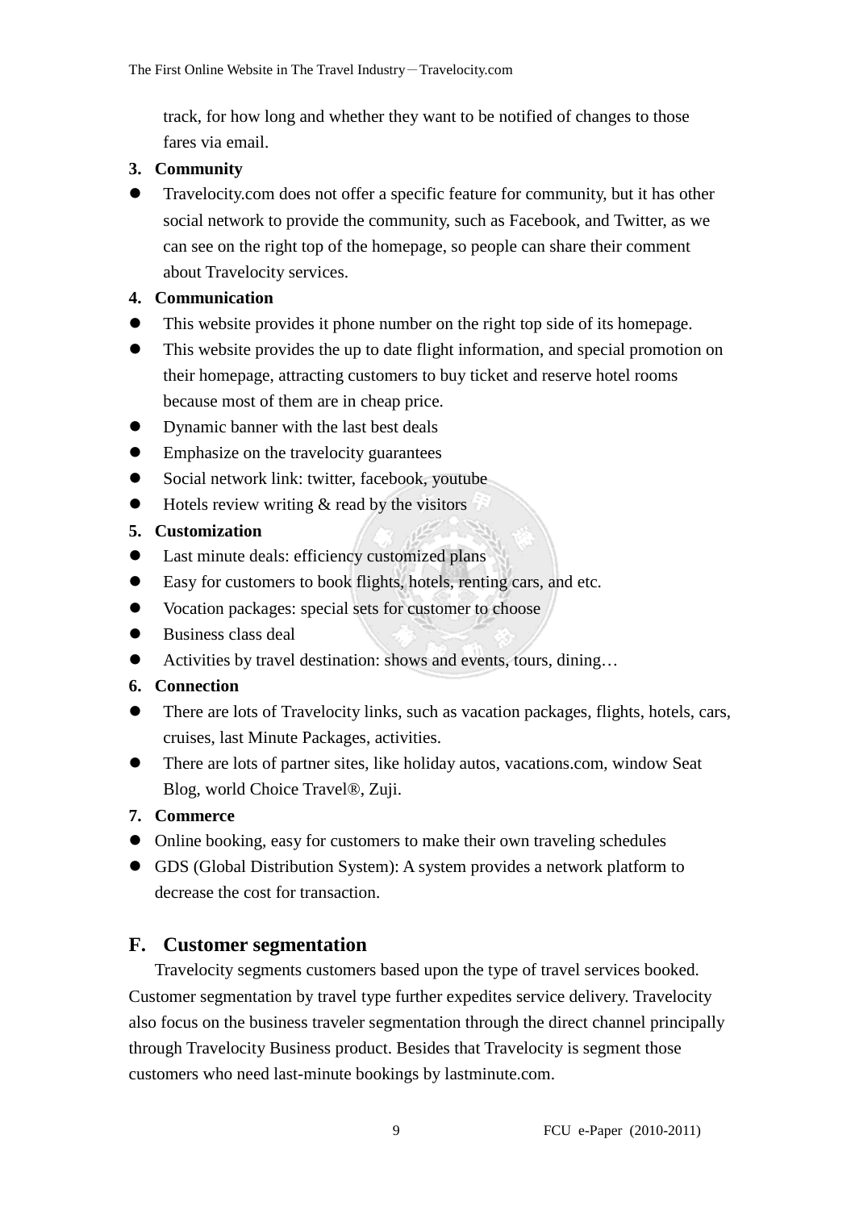track, for how long and whether they want to be notified of changes to those fares via email.

**3. Community**

- Travelocity.com does not offer a specific feature for community, but it has other social network to provide the community, such as Facebook, and Twitter, as we can see on the right top of the homepage, so people can share their comment about Travelocity services.

**4. Communication**

- This website provides it phone number on the right top side of its homepage.
- This website provides the up to date flight information, and special promotion on their homepage, attracting customers to buy ticket and reserve hotel rooms because most of them are in cheap price.
- Dynamic banner with the last best deals
- Emphasize on the travelocity guarantees
- Social network link: twitter, facebook, youtube
- Hotels review writing & read by the visitors

**5. Customization**

- Last minute deals: efficiency customized plans
- Easy for customers to book flights, hotels, renting cars, and etc.
- Vocation packages: special sets for customer to choose
- Business class deal
- Activities by travel destination: shows and events, tours, dining…

**6. Connection**

- There are lots of Travelocity links, such as vacation packages, flights, hotels, cars, cruises, last Minute Packages, activities.
- There are lots of partner sites, like holiday autos, vacations.com, window Seat Blog, world Choice Travel®, Zuji.

**7. Commerce**

- Online booking, easy for customers to make their own traveling schedules
- GDS (Global Distribution System): A system provides a network platform to decrease the cost for transaction.

## F. Customer segmentation

Travelocity segments customers based upon the type of travel services booked. Customer segmentation by travel type further expedites service delivery. Travelocity also focus on the business traveler segmentation through the direct channel principally through Travelocity Business product. Besides that Travelocity is segment those customers who need last-minute bookings by lastminute.com.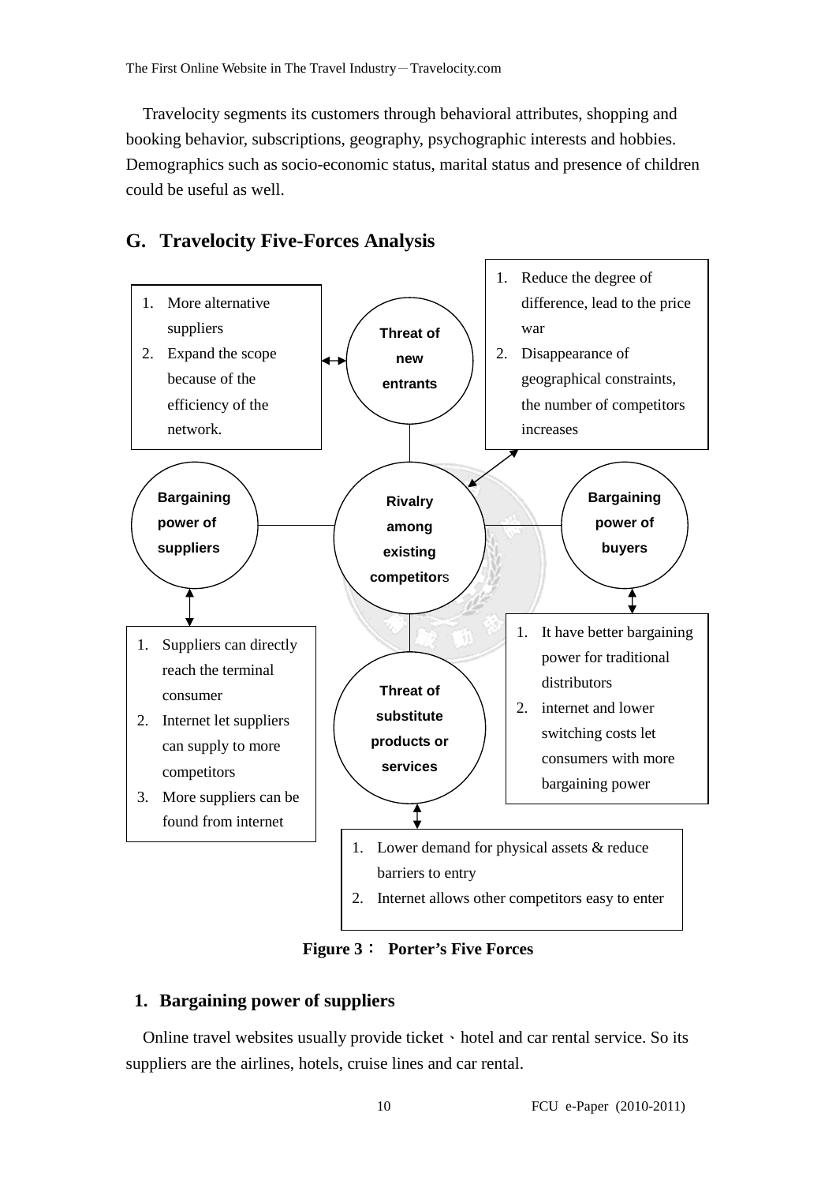Travelocity segments its customers through behavioral attributes, shopping and booking behavior, subscriptions, geography, psychographic interests and hobbies. Demographics such as socio-economic status, marital status and presence of children could be useful as well.

## G. Travelocity Five-Forces Analysis

**Threat of new entrants**

1. More alternative suppliers
2. Expand the scope because of the efficiency of the network.

**Rivalry among existing competitors**

1. Reduce the degree of difference, lead to the price war
2. Disappearance of geographical constraints, the number of competitors increases

**Bargaining power of suppliers**

1. Suppliers can directly reach the terminal consumer
2. Internet let suppliers can supply to more competitors
3. More suppliers can be found from internet

**Bargaining power of buyers**

1. It have better bargaining power for traditional distributors
2. internet and lower switching costs let consumers with more bargaining power

**Threat of substitute products or services**

1. Lower demand for physical assets & reduce barriers to entry
2. Internet allows other competitors easy to enter

**Figure 3： Porter's Five Forces**

### 1. Bargaining power of suppliers

Online travel websites usually provide ticket、hotel and car rental service. So its suppliers are the airlines, hotels, cruise lines and car rental.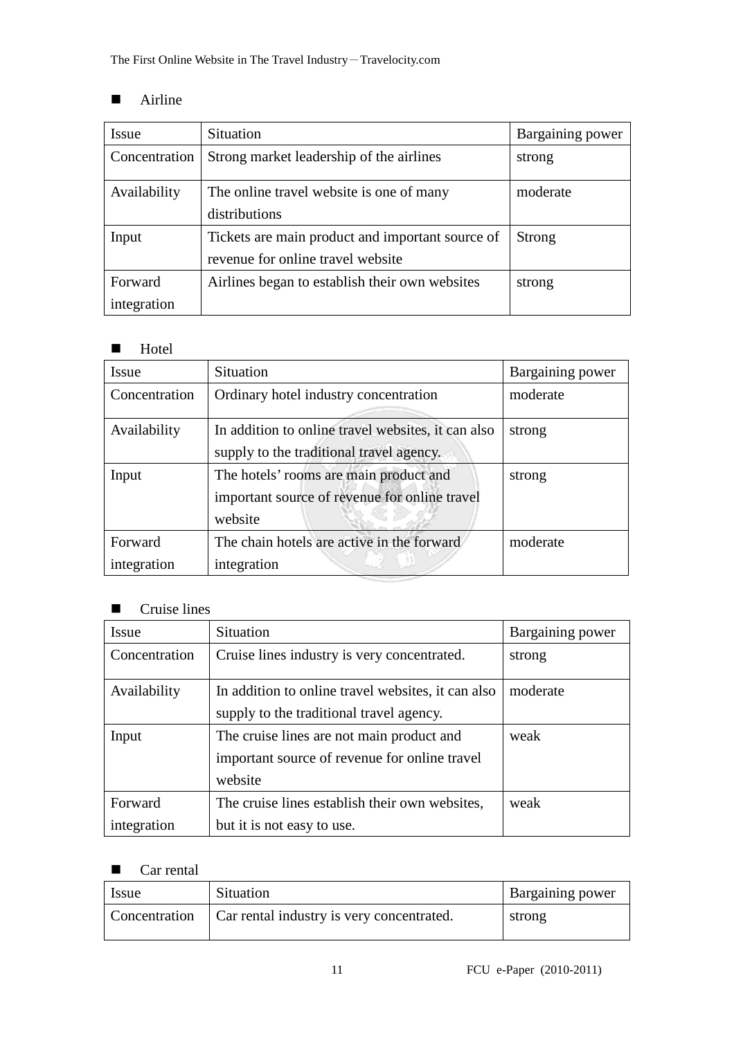- Airline

| Issue | Situation | Bargaining power |
|---|---|---|
| Concentration | Strong market leadership of the airlines | strong |
| Availability | The online travel website is one of many distributions | moderate |
| Input | Tickets are main product and important source of revenue for online travel website | Strong |
| Forward integration | Airlines began to establish their own websites | strong |

- Hotel

| Issue | Situation | Bargaining power |
|---|---|---|
| Concentration | Ordinary hotel industry concentration | moderate |
| Availability | In addition to online travel websites, it can also supply to the traditional travel agency. | strong |
| Input | The hotels' rooms are main product and important source of revenue for online travel website | strong |
| Forward integration | The chain hotels are active in the forward integration | moderate |

- Cruise lines

| Issue | Situation | Bargaining power |
|---|---|---|
| Concentration | Cruise lines industry is very concentrated. | strong |
| Availability | In addition to online travel websites, it can also supply to the traditional travel agency. | moderate |
| Input | The cruise lines are not main product and important source of revenue for online travel website | weak |
| Forward integration | The cruise lines establish their own websites, but it is not easy to use. | weak |

- Car rental

| Issue | Situation | Bargaining power |
|---|---|---|
| Concentration | Car rental industry is very concentrated. | strong |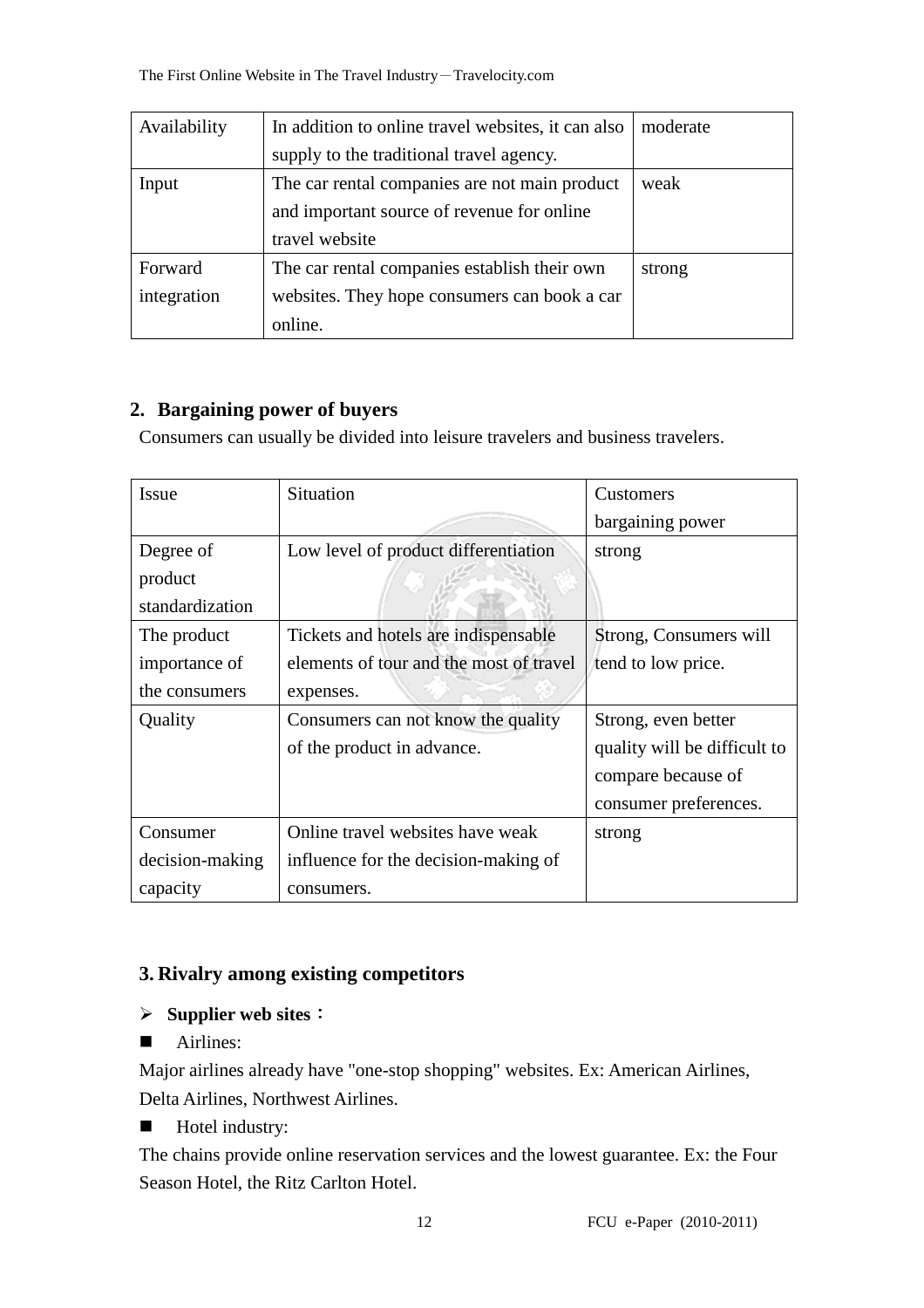| Availability | In addition to online travel websites, it can also supply to the traditional travel agency. | moderate |
|---|---|---|
| Input | The car rental companies are not main product and important source of revenue for online travel website | weak |
| Forward integration | The car rental companies establish their own websites. They hope consumers can book a car online. | strong |

## 2. Bargaining power of buyers

Consumers can usually be divided into leisure travelers and business travelers.

| Issue | Situation | Customers bargaining power |
|---|---|---|
| Degree of product standardization | Low level of product differentiation | strong |
| The product importance of the consumers | Tickets and hotels are indispensable elements of tour and the most of travel expenses. | Strong, Consumers will tend to low price. |
| Quality | Consumers can not know the quality of the product in advance. | Strong, even better quality will be difficult to compare because of consumer preferences. |
| Consumer decision-making capacity | Online travel websites have weak influence for the decision-making of consumers. | strong |

## 3. Rivalry among existing competitors

- **Supplier web sites：**

- Airlines:

Major airlines already have "one-stop shopping" websites. Ex: American Airlines, Delta Airlines, Northwest Airlines.

- Hotel industry:

The chains provide online reservation services and the lowest guarantee. Ex: the Four Season Hotel, the Ritz Carlton Hotel.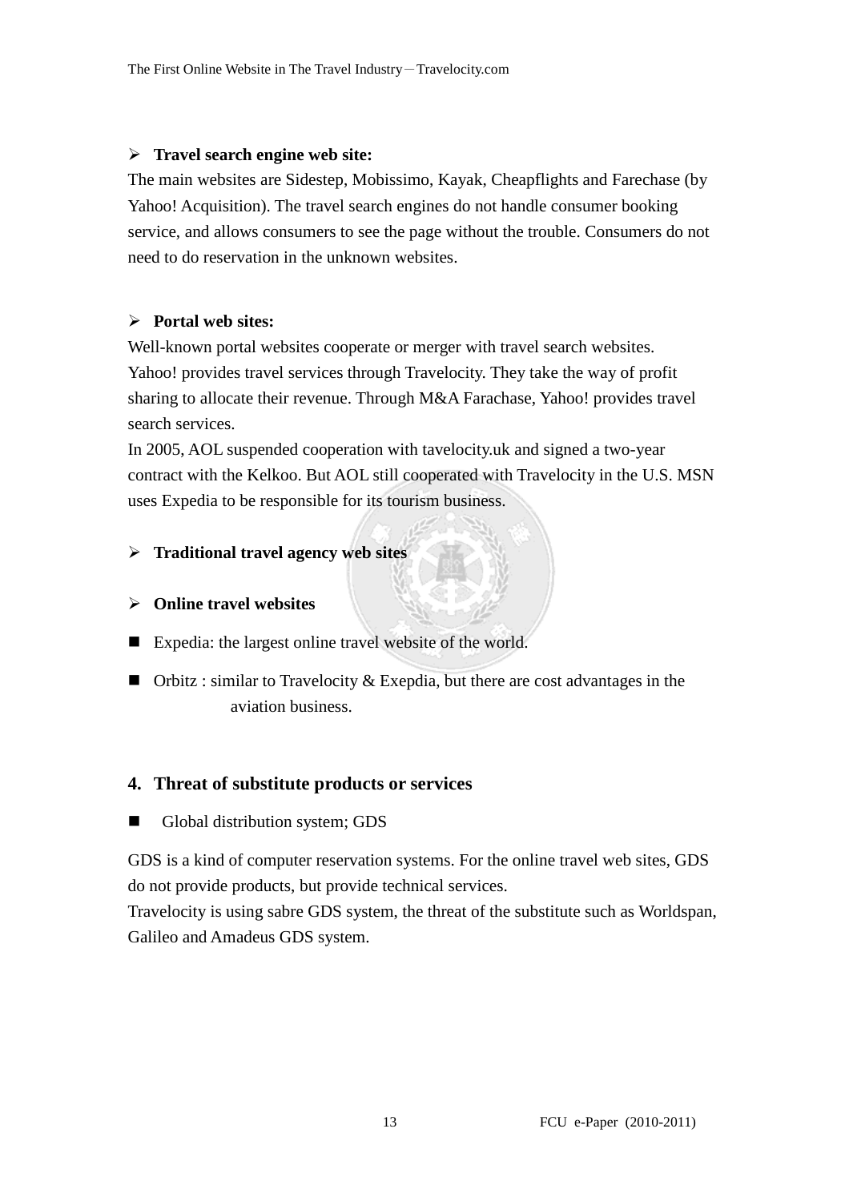- **Travel search engine web site:**

The main websites are Sidestep, Mobissimo, Kayak, Cheapflights and Farechase (by Yahoo! Acquisition). The travel search engines do not handle consumer booking service, and allows consumers to see the page without the trouble. Consumers do not need to do reservation in the unknown websites.

- **Portal web sites:**

Well-known portal websites cooperate or merger with travel search websites. Yahoo! provides travel services through Travelocity. They take the way of profit sharing to allocate their revenue. Through M&A Farachase, Yahoo! provides travel search services.

In 2005, AOL suspended cooperation with tavelocity.uk and signed a two-year contract with the Kelkoo. But AOL still cooperated with Travelocity in the U.S. MSN uses Expedia to be responsible for its tourism business.

- **Traditional travel agency web sites**

- **Online travel websites**

- Expedia: the largest online travel website of the world.
- Orbitz : similar to Travelocity & Exepdia, but there are cost advantages in the aviation business.

## 4. Threat of substitute products or services

- Global distribution system; GDS

GDS is a kind of computer reservation systems. For the online travel web sites, GDS do not provide products, but provide technical services.

Travelocity is using sabre GDS system, the threat of the substitute such as Worldspan, Galileo and Amadeus GDS system.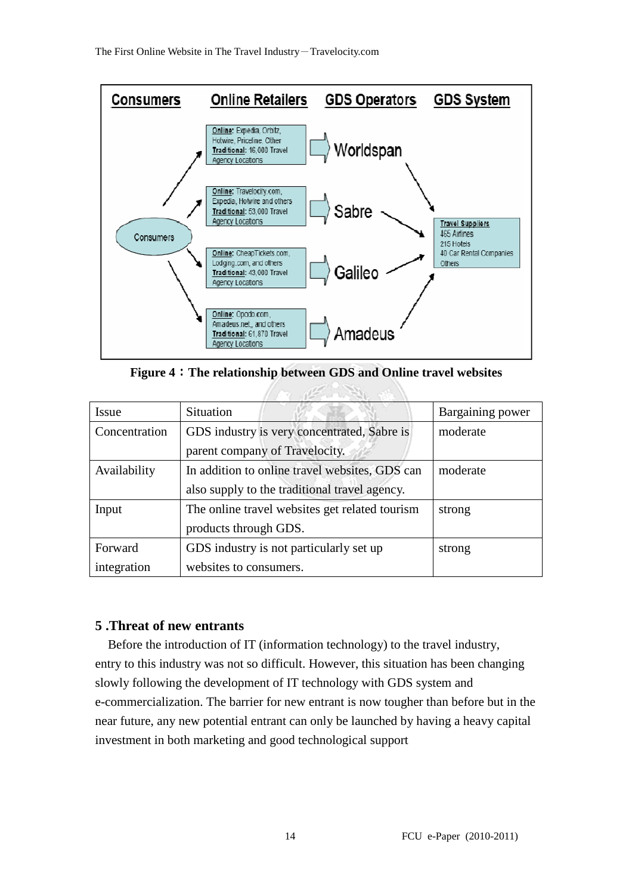**Figure 4：The relationship between GDS and Online travel websites**

| Issue | Situation | Bargaining power |
|---|---|---|
| Concentration | GDS industry is very concentrated, Sabre is parent company of Travelocity. | moderate |
| Availability | In addition to online travel websites, GDS can also supply to the traditional travel agency. | moderate |
| Input | The online travel websites get related tourism products through GDS. | strong |
| Forward integration | GDS industry is not particularly set up websites to consumers. | strong |

## 5 .Threat of new entrants

Before the introduction of IT (information technology) to the travel industry, entry to this industry was not so difficult. However, this situation has been changing slowly following the development of IT technology with GDS system and e-commercialization. The barrier for new entrant is now tougher than before but in the near future, any new potential entrant can only be launched by having a heavy capital investment in both marketing and good technological support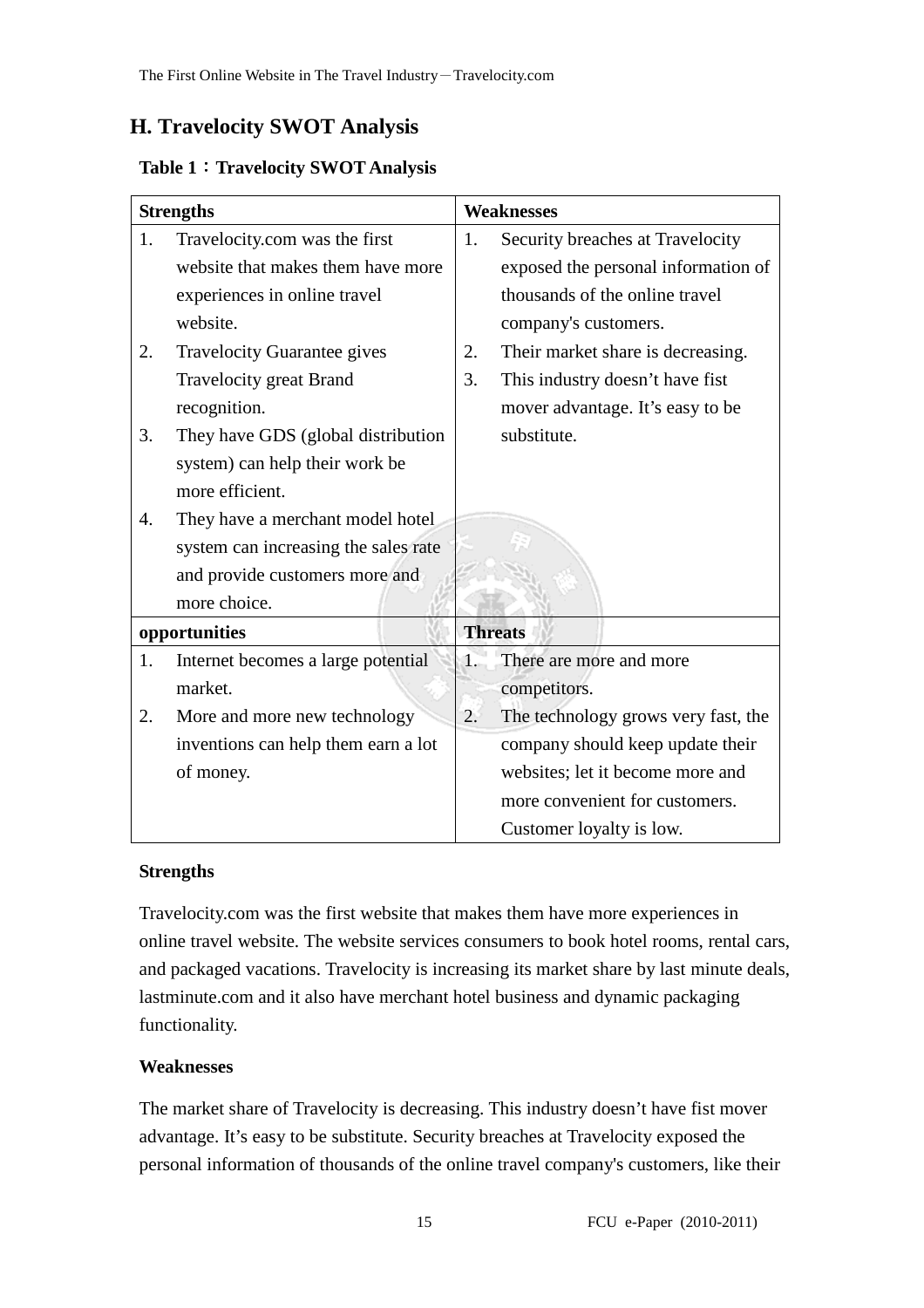## H. Travelocity SWOT Analysis

**Table 1：Travelocity SWOT Analysis**

| **Strengths** | **Weaknesses** |
|---|---|
| 1. Travelocity.com was the first website that makes them have more experiences in online travel website.<br>2. Travelocity Guarantee gives Travelocity great Brand recognition.<br>3. They have GDS (global distribution system) can help their work be more efficient.<br>4. They have a merchant model hotel system can increasing the sales rate and provide customers more and more choice. | 1. Security breaches at Travelocity exposed the personal information of thousands of the online travel company's customers.<br>2. Their market share is decreasing.<br>3. This industry doesn't have fist mover advantage. It's easy to be substitute. |
| **opportunities** | **Threats** |
| 1. Internet becomes a large potential market.<br>2. More and more new technology inventions can help them earn a lot of money. | 1. There are more and more competitors.<br>2. The technology grows very fast, the company should keep update their websites; let it become more and more convenient for customers. Customer loyalty is low. |

**Strengths**

Travelocity.com was the first website that makes them have more experiences in online travel website. The website services consumers to book hotel rooms, rental cars, and packaged vacations. Travelocity is increasing its market share by last minute deals, lastminute.com and it also have merchant hotel business and dynamic packaging functionality.

**Weaknesses**

The market share of Travelocity is decreasing. This industry doesn't have fist mover advantage. It's easy to be substitute. Security breaches at Travelocity exposed the personal information of thousands of the online travel company's customers, like their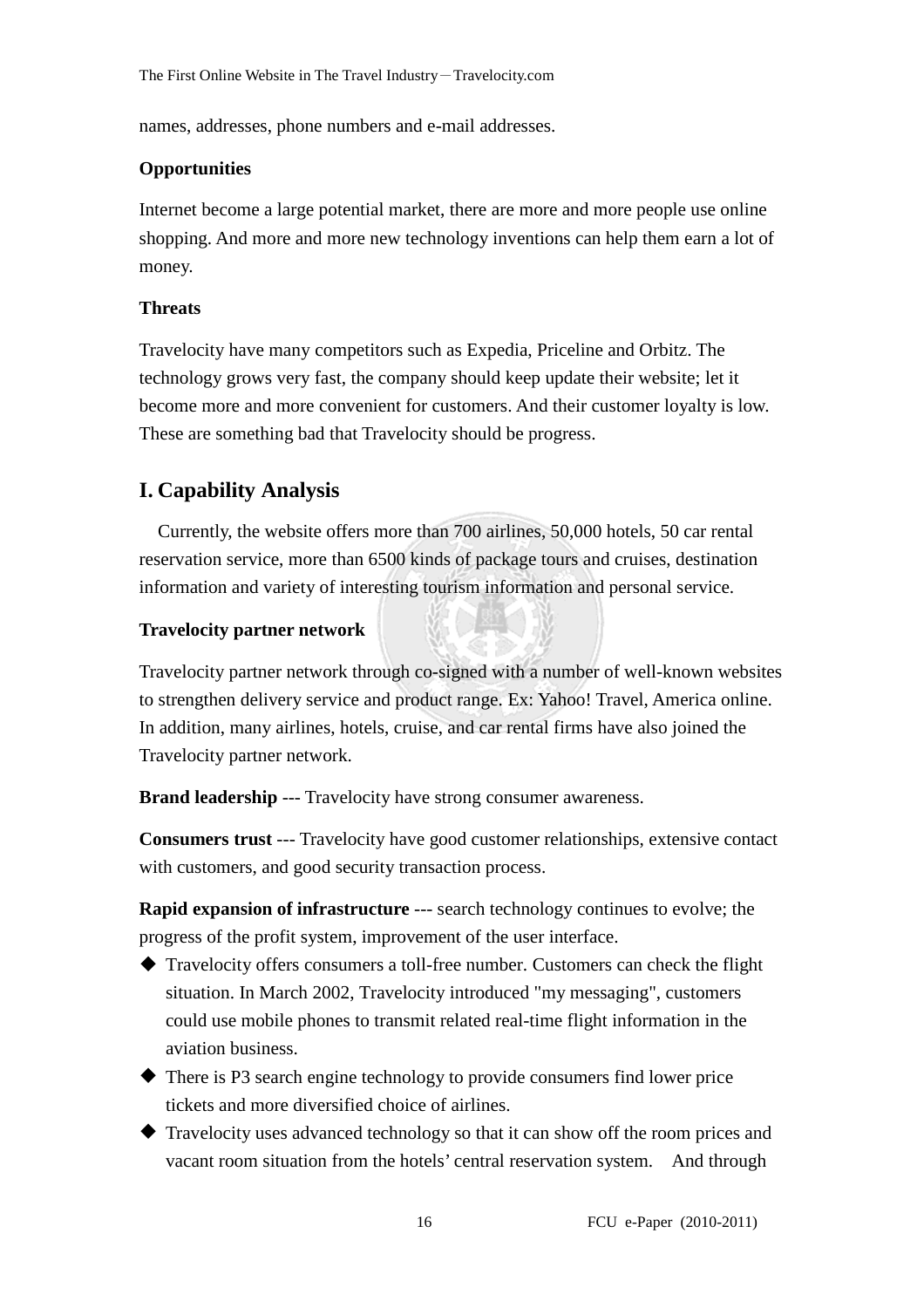names, addresses, phone numbers and e-mail addresses.

**Opportunities**

Internet become a large potential market, there are more and more people use online shopping. And more and more new technology inventions can help them earn a lot of money.

**Threats**

Travelocity have many competitors such as Expedia, Priceline and Orbitz. The technology grows very fast, the company should keep update their website; let it become more and more convenient for customers. And their customer loyalty is low. These are something bad that Travelocity should be progress.

## I. Capability Analysis

Currently, the website offers more than 700 airlines, 50,000 hotels, 50 car rental reservation service, more than 6500 kinds of package tours and cruises, destination information and variety of interesting tourism information and personal service.

**Travelocity partner network**

Travelocity partner network through co-signed with a number of well-known websites to strengthen delivery service and product range. Ex: Yahoo! Travel, America online. In addition, many airlines, hotels, cruise, and car rental firms have also joined the Travelocity partner network.

**Brand leadership** --- Travelocity have strong consumer awareness.

**Consumers trust** --- Travelocity have good customer relationships, extensive contact with customers, and good security transaction process.

**Rapid expansion of infrastructure** --- search technology continues to evolve; the progress of the profit system, improvement of the user interface.

- Travelocity offers consumers a toll-free number. Customers can check the flight situation. In March 2002, Travelocity introduced "my messaging", customers could use mobile phones to transmit related real-time flight information in the aviation business.
- There is P3 search engine technology to provide consumers find lower price tickets and more diversified choice of airlines.
- Travelocity uses advanced technology so that it can show off the room prices and vacant room situation from the hotels' central reservation system. And through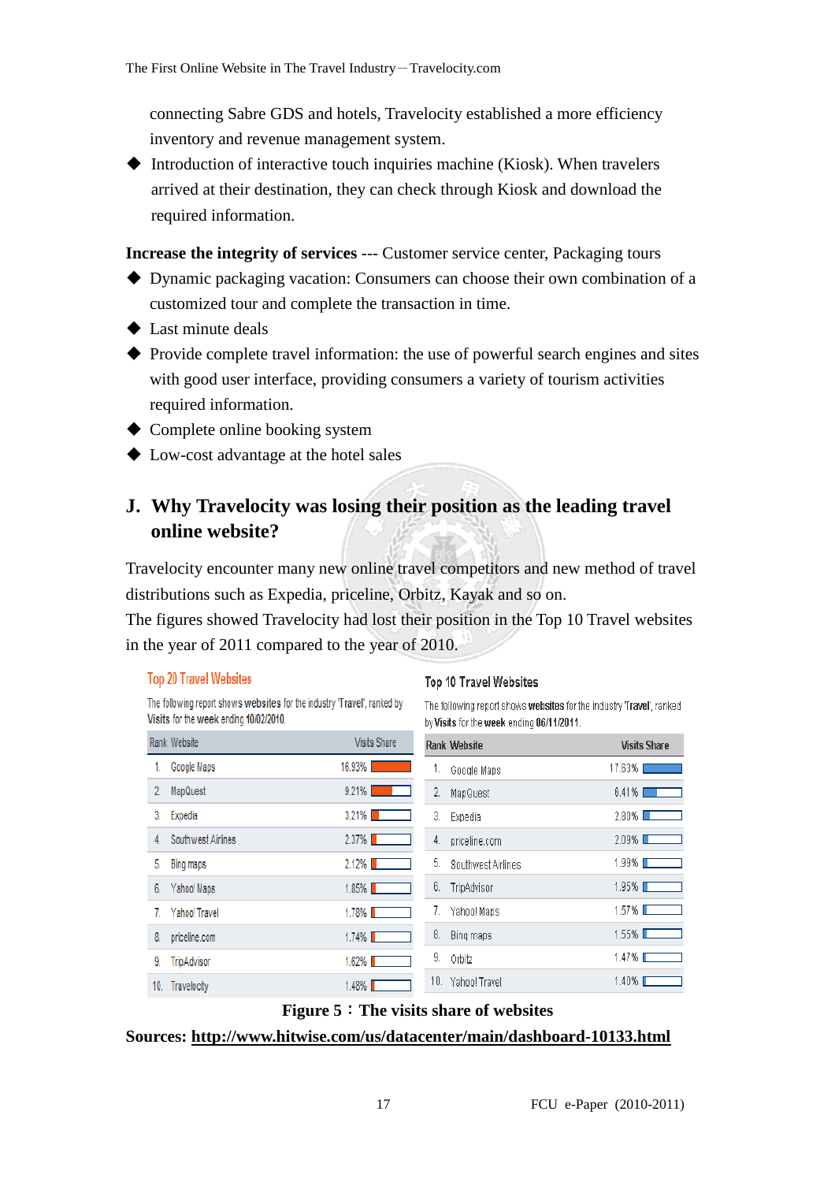connecting Sabre GDS and hotels, Travelocity established a more efficiency inventory and revenue management system.

- ◆ Introduction of interactive touch inquiries machine (Kiosk). When travelers arrived at their destination, they can check through Kiosk and download the required information.

**Increase the integrity of services** --- Customer service center, Packaging tours

- ◆ Dynamic packaging vacation: Consumers can choose their own combination of a customized tour and complete the transaction in time.
- ◆ Last minute deals
- ◆ Provide complete travel information: the use of powerful search engines and sites with good user interface, providing consumers a variety of tourism activities required information.
- ◆ Complete online booking system
- ◆ Low-cost advantage at the hotel sales

## J. Why Travelocity was losing their position as the leading travel online website?

Travelocity encounter many new online travel competitors and new method of travel distributions such as Expedia, priceline, Orbitz, Kayak and so on.

The figures showed Travelocity had lost their position in the Top 10 Travel websites in the year of 2011 compared to the year of 2010.

**Top 20 Travel Websites**

The following report shows websites for the industry 'Travel', ranked by Visits for the week ending 10/02/2010.

| Rank | Website | Visits Share |
|---|---|---|
| 1. | Google Maps | 16.93% |
| 2. | MapQuest | 9.21% |
| 3. | Expedia | 3.21% |
| 4. | Southwest Airlines | 2.37% |
| 5. | Bing maps | 2.12% |
| 6. | Yahoo! Maps | 1.85% |
| 7. | Yahoo! Travel | 1.78% |
| 8. | priceline.com | 1.74% |
| 9. | TripAdvisor | 1.62% |
| 10. | Travelocity | 1.48% |

**Top 10 Travel Websites**

The following report shows websites for the industry 'Travel', ranked by Visits for the week ending 06/11/2011.

| Rank | Website | Visits Share |
|---|---|---|
| 1. | Google Maps | 17.63% |
| 2. | MapQuest | 6.41% |
| 3. | Expedia | 2.80% |
| 4. | priceline.com | 2.09% |
| 5. | Southwest Airlines | 1.99% |
| 6. | TripAdvisor | 1.95% |
| 7. | Yahoo! Maps | 1.57% |
| 8. | Bing maps | 1.55% |
| 9. | Orbitz | 1.47% |
| 10. | Yahoo! Travel | 1.40% |

**Figure 5：The visits share of websites**

**Sources: http://www.hitwise.com/us/datacenter/main/dashboard-10133.html**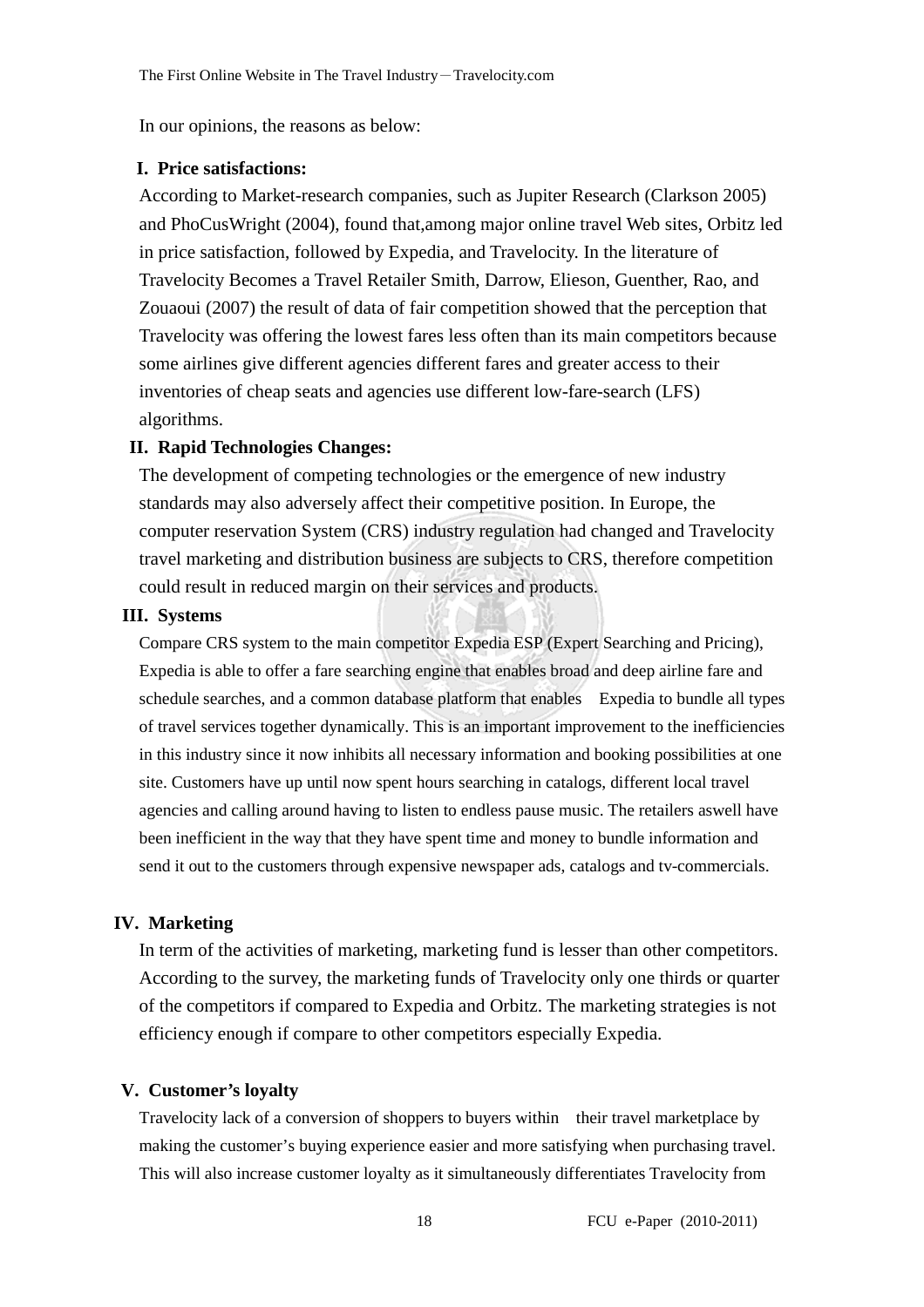In our opinions, the reasons as below:

**I. Price satisfactions:**

According to Market-research companies, such as Jupiter Research (Clarkson 2005) and PhoCusWright (2004), found that,among major online travel Web sites, Orbitz led in price satisfaction, followed by Expedia, and Travelocity. In the literature of Travelocity Becomes a Travel Retailer Smith, Darrow, Elieson, Guenther, Rao, and Zouaoui (2007) the result of data of fair competition showed that the perception that Travelocity was offering the lowest fares less often than its main competitors because some airlines give different agencies different fares and greater access to their inventories of cheap seats and agencies use different low-fare-search (LFS) algorithms.

**II. Rapid Technologies Changes:**

The development of competing technologies or the emergence of new industry standards may also adversely affect their competitive position. In Europe, the computer reservation System (CRS) industry regulation had changed and Travelocity travel marketing and distribution business are subjects to CRS, therefore competition could result in reduced margin on their services and products.

**III. Systems**

Compare CRS system to the main competitor Expedia ESP (Expert Searching and Pricing), Expedia is able to offer a fare searching engine that enables broad and deep airline fare and schedule searches, and a common database platform that enables Expedia to bundle all types of travel services together dynamically. This is an important improvement to the inefficiencies in this industry since it now inhibits all necessary information and booking possibilities at one site. Customers have up until now spent hours searching in catalogs, different local travel agencies and calling around having to listen to endless pause music. The retailers aswell have been inefficient in the way that they have spent time and money to bundle information and send it out to the customers through expensive newspaper ads, catalogs and tv-commercials.

**IV. Marketing**

In term of the activities of marketing, marketing fund is lesser than other competitors. According to the survey, the marketing funds of Travelocity only one thirds or quarter of the competitors if compared to Expedia and Orbitz. The marketing strategies is not efficiency enough if compare to other competitors especially Expedia.

**V. Customer's loyalty**

Travelocity lack of a conversion of shoppers to buyers within their travel marketplace by making the customer's buying experience easier and more satisfying when purchasing travel. This will also increase customer loyalty as it simultaneously differentiates Travelocity from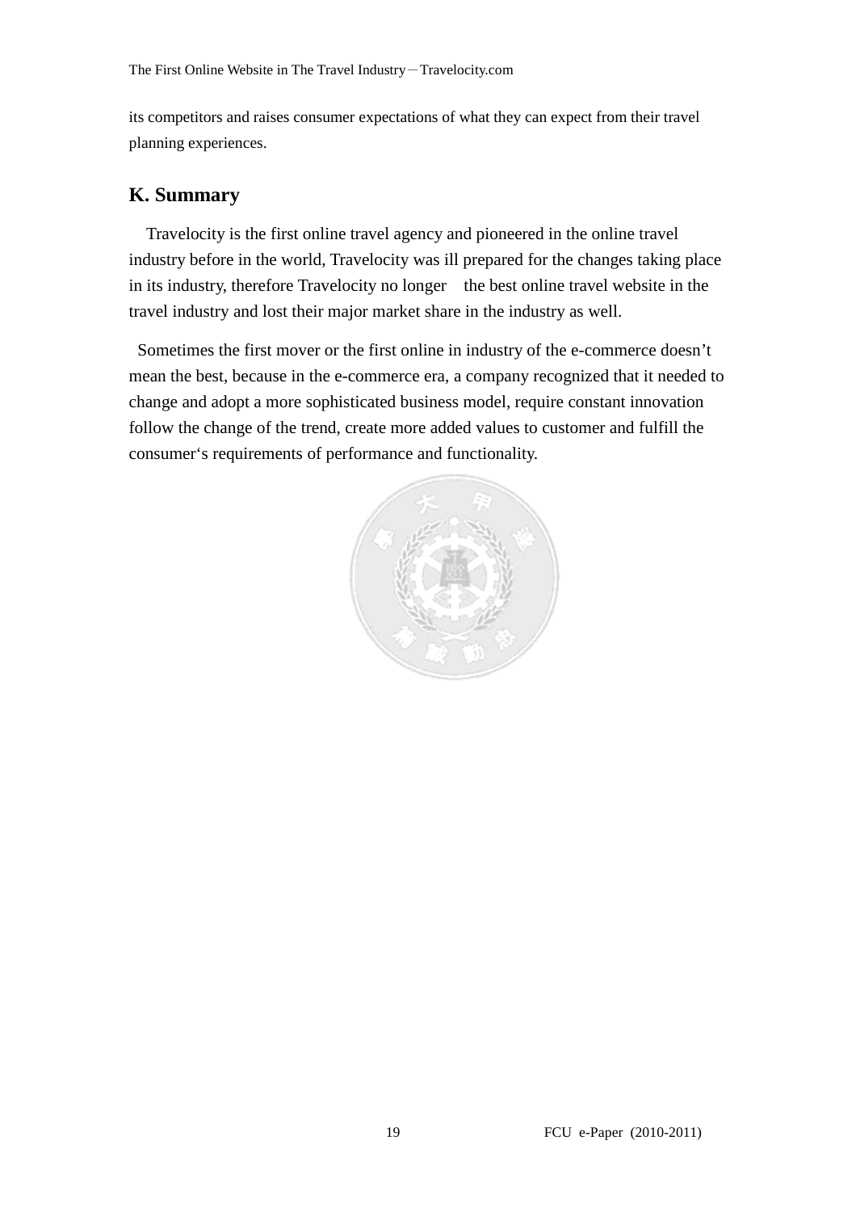its competitors and raises consumer expectations of what they can expect from their travel planning experiences.

## K. Summary

Travelocity is the first online travel agency and pioneered in the online travel industry before in the world, Travelocity was ill prepared for the changes taking place in its industry, therefore Travelocity no longer the best online travel website in the travel industry and lost their major market share in the industry as well.

Sometimes the first mover or the first online in industry of the e-commerce doesn’t mean the best, because in the e-commerce era, a company recognized that it needed to change and adopt a more sophisticated business model, require constant innovation follow the change of the trend, create more added values to customer and fulfill the consumer‘s requirements of performance and functionality.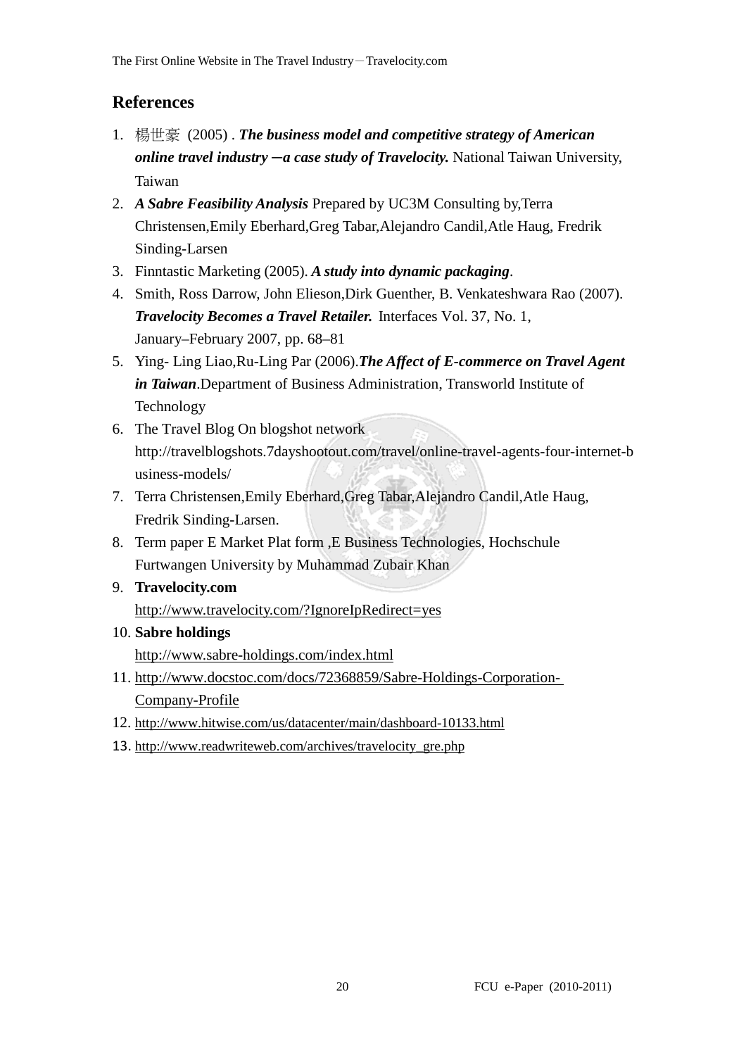## References

1. 楊世豪 (2005) . ***The business model and competitive strategy of American online travel industry ─a case study of Travelocity.*** National Taiwan University, Taiwan
2. ***A Sabre Feasibility Analysis*** Prepared by UC3M Consulting by,Terra Christensen,Emily Eberhard,Greg Tabar,Alejandro Candil,Atle Haug, Fredrik Sinding-Larsen
3. Finntastic Marketing (2005). ***A study into dynamic packaging***.
4. Smith, Ross Darrow, John Elieson,Dirk Guenther, B. Venkateshwara Rao (2007). ***Travelocity Becomes a Travel Retailer.*** Interfaces Vol. 37, No. 1, January–February 2007, pp. 68–81
5. Ying- Ling Liao,Ru-Ling Par (2006).***The Affect of E-commerce on Travel Agent in Taiwan***.Department of Business Administration, Transworld Institute of Technology
6. The Travel Blog On blogshot network http://travelblogshots.7dayshootout.com/travel/online-travel-agents-four-internet-business-models/
7. Terra Christensen,Emily Eberhard,Greg Tabar,Alejandro Candil,Atle Haug, Fredrik Sinding-Larsen.
8. Term paper E Market Plat form ,E Business Technologies, Hochschule Furtwangen University by Muhammad Zubair Khan
9. **Travelocity.com**
   http://www.travelocity.com/?IgnoreIpRedirect=yes
10. **Sabre holdings**
    http://www.sabre-holdings.com/index.html
11. http://www.docstoc.com/docs/72368859/Sabre-Holdings-Corporation-Company-Profile
12. http://www.hitwise.com/us/datacenter/main/dashboard-10133.html
13. http://www.readwriteweb.com/archives/travelocity_gre.php